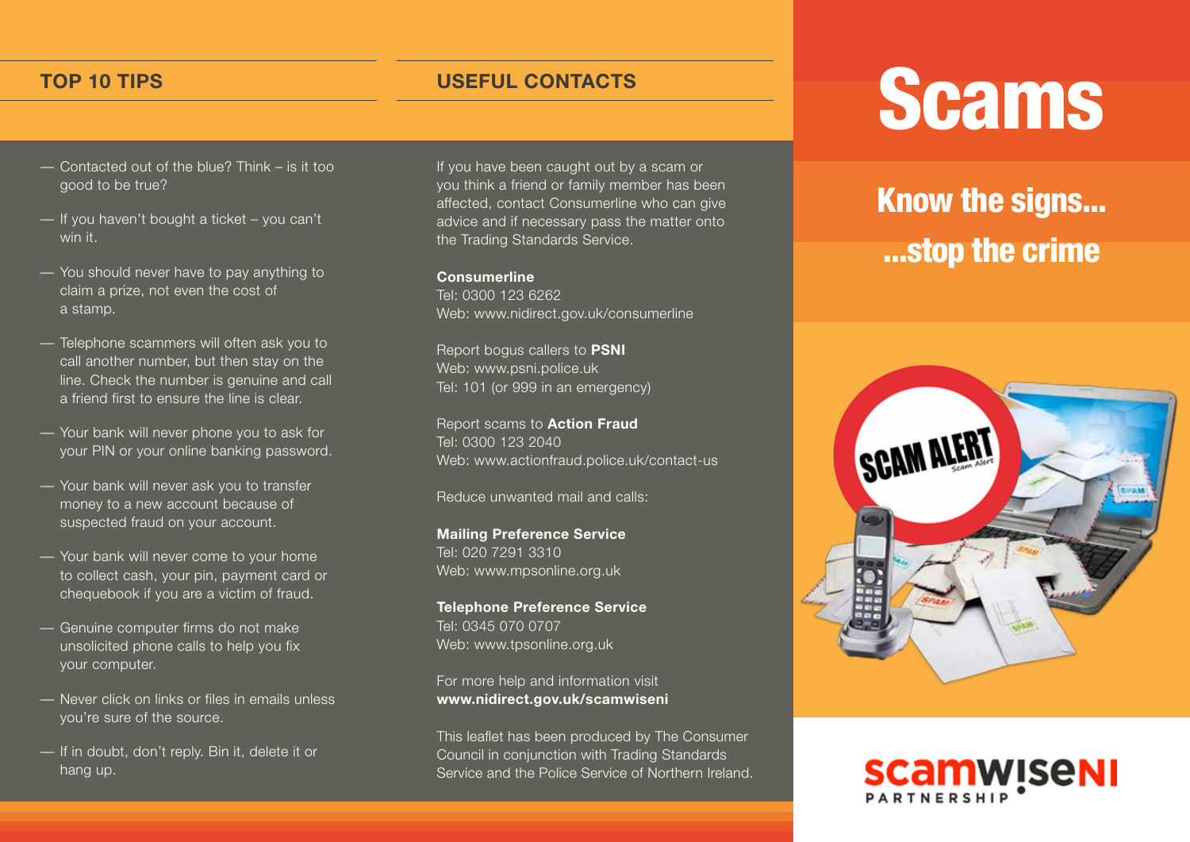## TOP 10 TIPS

- Contacted out of the blue? Think – is it too good to be true?
- If you haven't bought a ticket – you can't win it.
- You should never have to pay anything to claim a prize, not even the cost of a stamp.
- Telephone scammers will often ask you to call another number, but then stay on the line. Check the number is genuine and call a friend first to ensure the line is clear.
- Your bank will never phone you to ask for your PIN or your online banking password.
- Your bank will never ask you to transfer money to a new account because of suspected fraud on your account.
- Your bank will never come to your home to collect cash, your pin, payment card or chequebook if you are a victim of fraud.
- Genuine computer firms do not make unsolicited phone calls to help you fix your computer.
- Never click on links or files in emails unless you're sure of the source.
- If in doubt, don't reply. Bin it, delete it or hang up.

## USEFUL CONTACTS

If you have been caught out by a scam or you think a friend or family member has been affected, contact Consumerline who can give advice and if necessary pass the matter onto the Trading Standards Service.

**Consumerline**
Tel: 0300 123 6262
Web: www.nidirect.gov.uk/consumerline

Report bogus callers to **PSNI**
Web: www.psni.police.uk
Tel: 101 (or 999 in an emergency)

Report scams to **Action Fraud**
Tel: 0300 123 2040
Web: www.actionfraud.police.uk/contact-us

Reduce unwanted mail and calls:

**Mailing Preference Service**
Tel: 020 7291 3310
Web: www.mpsonline.org.uk

**Telephone Preference Service**
Tel: 0345 070 0707
Web: www.tpsonline.org.uk

For more help and information visit
**www.nidirect.gov.uk/scamwiseni**

This leaflet has been produced by The Consumer Council in conjunction with Trading Standards Service and the Police Service of Northern Ireland.

# Scams

## Know the signs...
## ...stop the crime

scamwiseNI PARTNERSHIP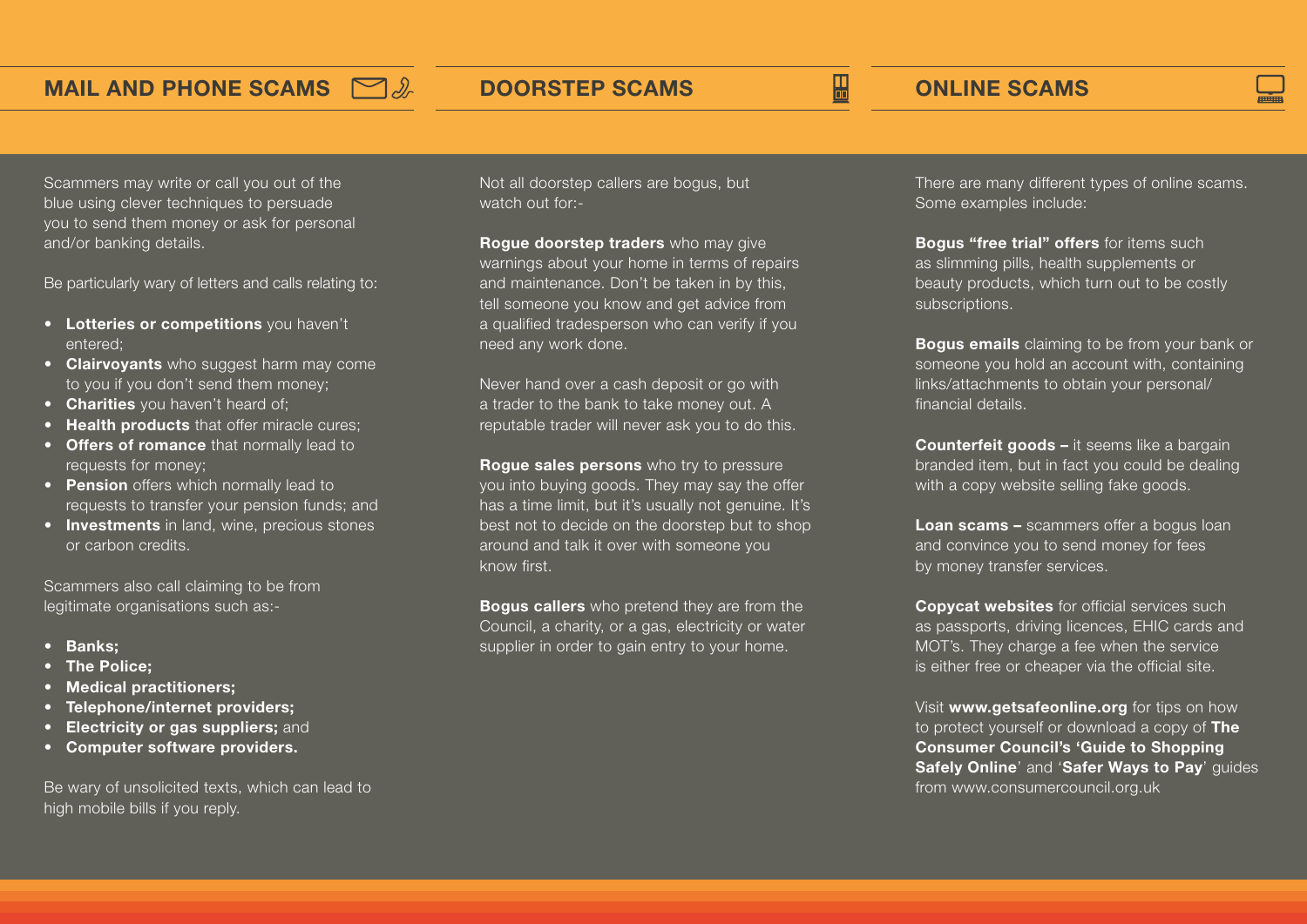## MAIL AND PHONE SCAMS

Scammers may write or call you out of the blue using clever techniques to persuade you to send them money or ask for personal and/or banking details.

Be particularly wary of letters and calls relating to:

- **Lotteries or competitions** you haven't entered;
- **Clairvoyants** who suggest harm may come to you if you don't send them money;
- **Charities** you haven't heard of;
- **Health products** that offer miracle cures;
- **Offers of romance** that normally lead to requests for money;
- **Pension** offers which normally lead to requests to transfer your pension funds; and
- **Investments** in land, wine, precious stones or carbon credits.

Scammers also call claiming to be from legitimate organisations such as:-

- **Banks;**
- **The Police;**
- **Medical practitioners;**
- **Telephone/internet providers;**
- **Electricity or gas suppliers;** and
- **Computer software providers.**

Be wary of unsolicited texts, which can lead to high mobile bills if you reply.

## DOORSTEP SCAMS

Not all doorstep callers are bogus, but watch out for:-

**Rogue doorstep traders** who may give warnings about your home in terms of repairs and maintenance. Don't be taken in by this, tell someone you know and get advice from a qualified tradesperson who can verify if you need any work done.

Never hand over a cash deposit or go with a trader to the bank to take money out. A reputable trader will never ask you to do this.

**Rogue sales persons** who try to pressure you into buying goods. They may say the offer has a time limit, but it's usually not genuine. It's best not to decide on the doorstep but to shop around and talk it over with someone you know first.

**Bogus callers** who pretend they are from the Council, a charity, or a gas, electricity or water supplier in order to gain entry to your home.

## ONLINE SCAMS

There are many different types of online scams. Some examples include:

**Bogus "free trial" offers** for items such as slimming pills, health supplements or beauty products, which turn out to be costly subscriptions.

**Bogus emails** claiming to be from your bank or someone you hold an account with, containing links/attachments to obtain your personal/financial details.

**Counterfeit goods –** it seems like a bargain branded item, but in fact you could be dealing with a copy website selling fake goods.

**Loan scams –** scammers offer a bogus loan and convince you to send money for fees by money transfer services.

**Copycat websites** for official services such as passports, driving licences, EHIC cards and MOT's. They charge a fee when the service is either free or cheaper via the official site.

Visit **www.getsafeonline.org** for tips on how to protect yourself or download a copy of **The Consumer Council's 'Guide to Shopping Safely Online'** and '**Safer Ways to Pay**' guides from www.consumercouncil.org.uk